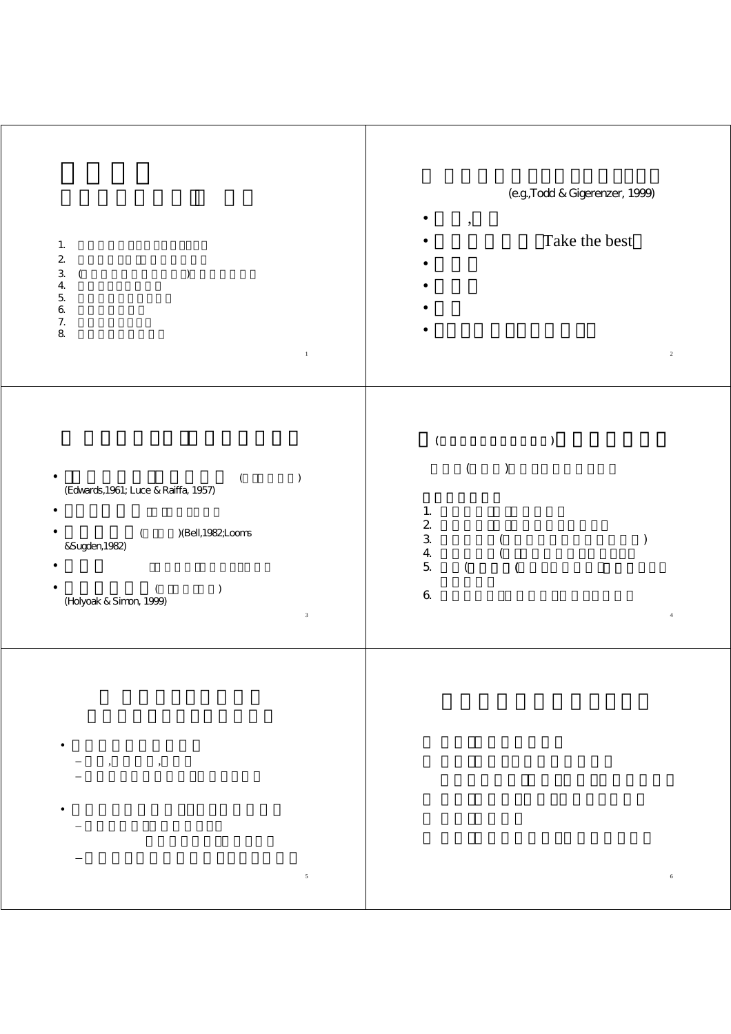1.
2.
3. ( )
4.
5.
6.
7.
8.

(e.g.,Todd & Gigerenzer, 1999)

- ,
- Take the best
-
-
-
-

- (Edwards,1961; Luce & Raiffa, 1957)
-
- (Bell,1982;Looms &Sugden,1982)
-
- (Holyoak & Simon, 1999)

1.
2.
3.
4.
5.
6.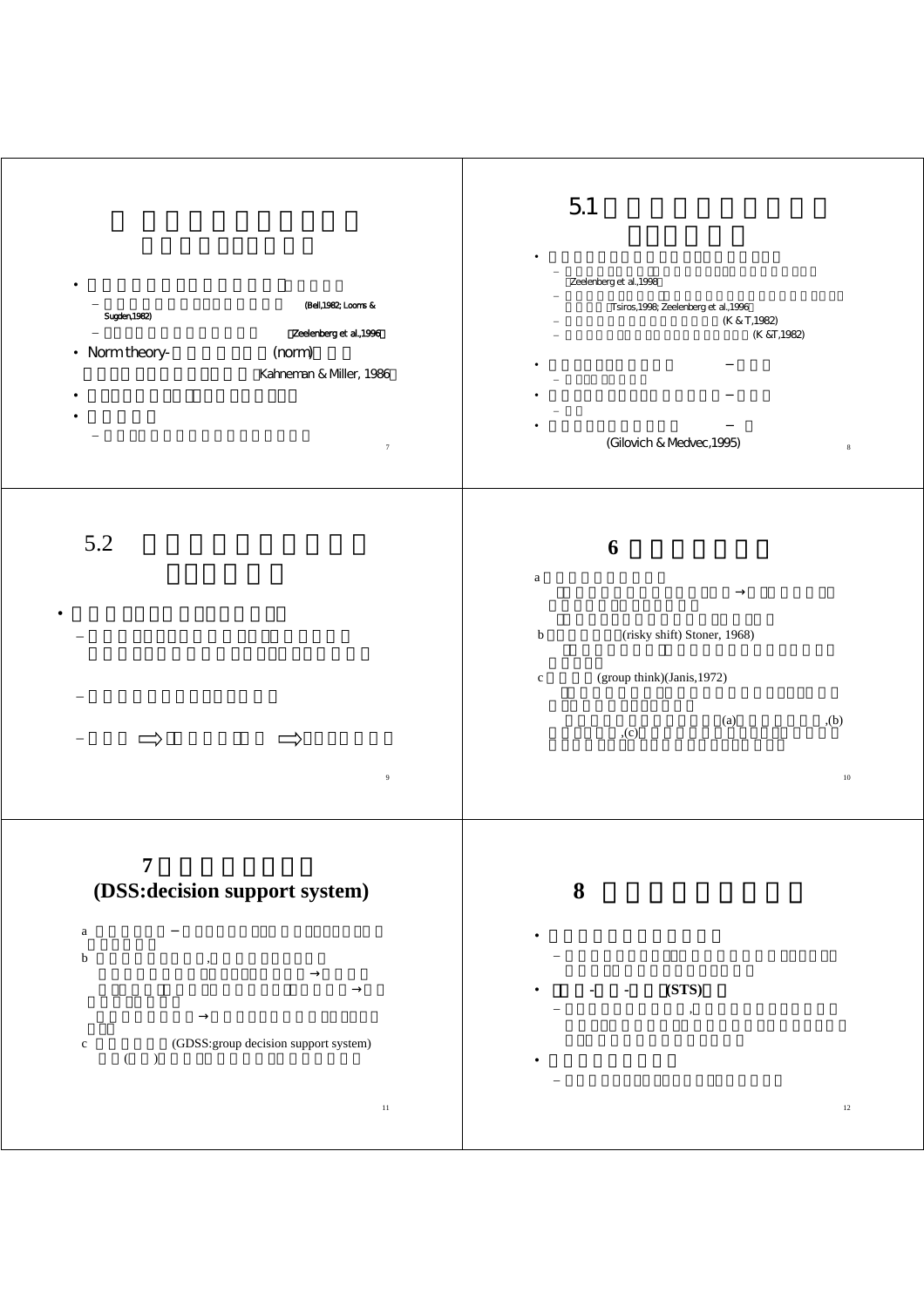- (Bell,1982; Looms & Sugden,1982)
- (Zeelenberg et al.,1996)

- Norm theory- (norm)

(Kahneman & Miller, 1986)

# 5.1

- (Zeelenberg et al.,1998)
- (Tsiros,1998; Zeelenberg et al.,1996)
- (K & T,1982)
- (K &T,1982)

(Gilovich & Medvec,1995)

# 5.2

# 6

a

b (risky shift) Stoner, 1968)

c (group think)(Janis,1972)

(a) ,(b) ,(c)

# 7 (DSS:decision support system)

a

b

c (GDSS:group decision support system)

# 8

- - - (STS)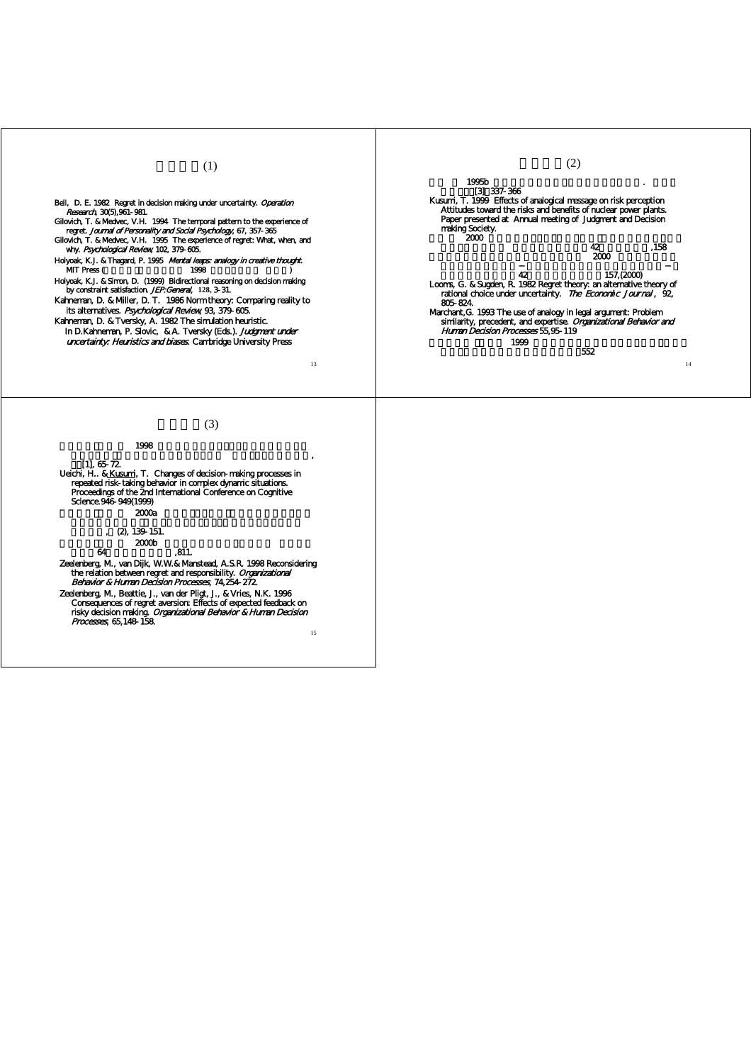## (1)

Bell, D. E. 1982 Regret in decision making under uncertainty. *Operation Research*, 30(5),961-981.

Gilovich, T. & Medvec, V.H. 1994 The temporal pattern to the experience of regret. *Journal of Personality and Social Psychology*, 67, 357-365

Gilovich, T. & Medvec, V.H. 1995 The experience of regret: What, when, and why. *Psychological Review*, 102, 379-605.

Holyoak, K.J. & Thagard, P. 1995 *Mental leaps: analogy in creative thought*. MIT Press ( 1998 )

Holyoak, K.J. & Simon, D. (1999) Bidirectional reasoning on decision making by constraint satisfaction. *JEP:General*, 128, 3-31.

Kahneman, D. & Miller, D. T. 1986 Norm theory: Comparing reality to its alternatives. *Psychological Review*, 93, 379-605.

Kahneman, D. & Tversky, A. 1982 The simulation heuristic. In D.Kahneman, P. Slovic, & A. Tversky (Eds.). *Judgment under uncertainty: Heuristics and biases*. Cambridge University Press

## (2)

1995b . [3] 337-366

Kusumi, T. 1999 Effects of analogical message on risk perception Attitudes toward the risks and benefits of nuclear power plants. Paper presented at Annual meeting of Judgment and Decision making Society.

2000 42 ,158

2000

42 157,(2000)

Looms, G. & Sugden, R. 1982 Regret theory: an alternative theory of rational choice under uncertainty. *The Economic Journal*, 92, 805-824.

Marchant,G. 1993 The use of analogy in legal argument: Problem similarity, precedent, and expertise. *Organizational Behavior and Human Decision Processes* 55,95-119

1999

552

## (3)

1998

, [1], 65-72.

Ueichi, H.. & Kusumi, T. Changes of decision-making processes in repeated risk-taking behavior in complex dynamic situations. Proceedings of the 2nd International Conference on Cognitive Science.946-949(1999)

2000a

, (2), 139-151.

2000b

64 ,811.

Zeelenberg, M., van Dijk, W.W.& Manstead, A.S.R. 1998 Reconsidering the relation between regret and responsibility. *Organizational Behavior & Human Decision Processes*, 74,254-272.

Zeelenberg, M., Beattie, J., van der Pligt, J., & Vries, N.K. 1996 Consequences of regret aversion: Effects of expected feedback on risky decision making. *Organizational Behavior & Human Decision Processes*, 65,148-158.